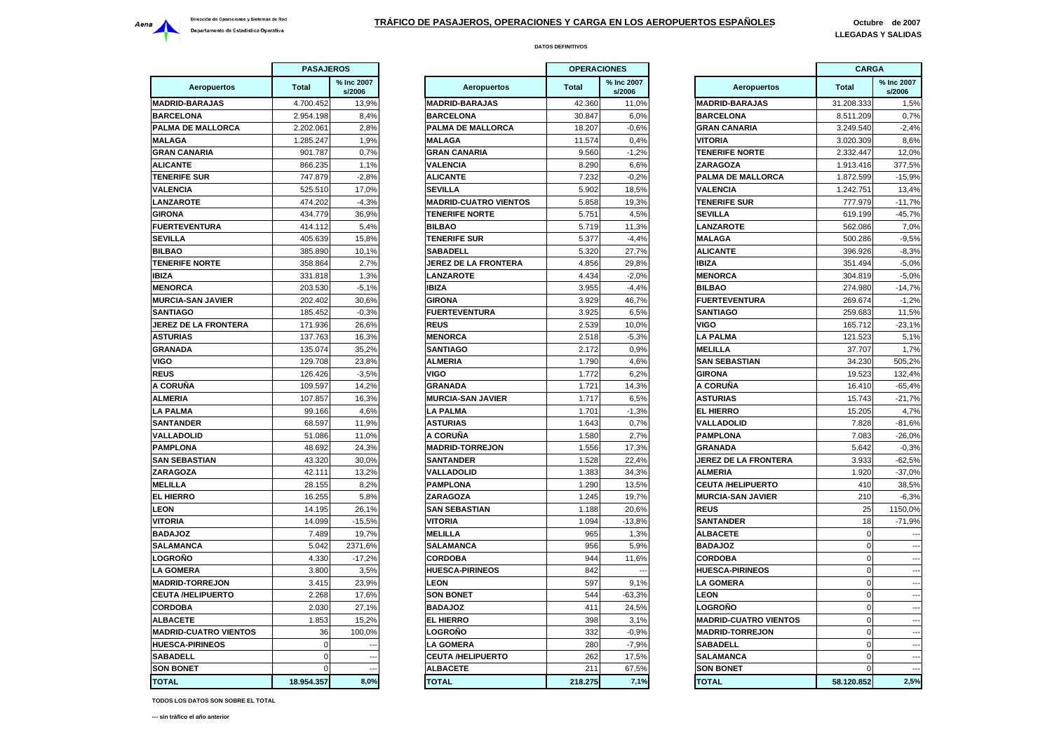Aena — Dirección de Operaciones y Sistemas de Red — Departamento de Estadística Operativa

# TRÁFICO DE PASAJEROS, OPERACIONES Y CARGA EN LOS AEROPUERTOS ESPAÑOLES

**Octubre de 2007**
**LLEGADAS Y SALIDAS**

**DATOS DEFINITIVOS**

| | PASAJEROS | |
|---|---|---|
| **Aeropuertos** | **Total** | **% Inc 2007 s/2006** |
| MADRID-BARAJAS | 4.700.452 | 13,9% |
| BARCELONA | 2.954.198 | 8,4% |
| PALMA DE MALLORCA | 2.202.061 | 2,8% |
| MALAGA | 1.285.247 | 1,9% |
| GRAN CANARIA | 901.787 | 0,7% |
| ALICANTE | 866.235 | 1,1% |
| TENERIFE SUR | 747.879 | -2,8% |
| VALENCIA | 525.510 | 17,0% |
| LANZAROTE | 474.202 | -4,3% |
| GIRONA | 434.779 | 36,9% |
| FUERTEVENTURA | 414.112 | 5,4% |
| SEVILLA | 405.639 | 15,8% |
| BILBAO | 385.890 | 10,1% |
| TENERIFE NORTE | 358.864 | 2,7% |
| IBIZA | 331.818 | 1,3% |
| MENORCA | 203.530 | -5,1% |
| MURCIA-SAN JAVIER | 202.402 | 30,6% |
| SANTIAGO | 185.452 | -0,3% |
| JEREZ DE LA FRONTERA | 171.936 | 26,6% |
| ASTURIAS | 137.763 | 16,3% |
| GRANADA | 135.074 | 35,2% |
| VIGO | 129.708 | 23,8% |
| REUS | 126.426 | -3,5% |
| A CORUÑA | 109.597 | 14,2% |
| ALMERIA | 107.857 | 16,3% |
| LA PALMA | 99.166 | 4,6% |
| SANTANDER | 68.597 | 11,9% |
| VALLADOLID | 51.086 | 11,0% |
| PAMPLONA | 48.692 | 24,3% |
| SAN SEBASTIAN | 43.320 | 30,0% |
| ZARAGOZA | 42.111 | 13,2% |
| MELILLA | 28.155 | 8,2% |
| EL HIERRO | 16.255 | 5,8% |
| LEON | 14.195 | 26,1% |
| VITORIA | 14.099 | -15,5% |
| BADAJOZ | 7.489 | 19,7% |
| SALAMANCA | 5.042 | 2371,6% |
| LOGROÑO | 4.330 | -17,2% |
| LA GOMERA | 3.800 | 3,5% |
| MADRID-TORREJON | 3.415 | 23,9% |
| CEUTA /HELIPUERTO | 2.268 | 17,6% |
| CORDOBA | 2.030 | 27,1% |
| ALBACETE | 1.853 | 15,2% |
| MADRID-CUATRO VIENTOS | 36 | 100,0% |
| HUESCA-PIRINEOS | 0 | --- |
| SABADELL | 0 | --- |
| SON BONET | 0 | --- |
| **TOTAL** | **18.954.357** | **8,0%** |

| | OPERACIONES | |
|---|---|---|
| **Aeropuertos** | **Total** | **% Inc 2007 s/2006** |
| MADRID-BARAJAS | 42.360 | 11,0% |
| BARCELONA | 30.847 | 6,0% |
| PALMA DE MALLORCA | 18.207 | -0,6% |
| MALAGA | 11.574 | 0,4% |
| GRAN CANARIA | 9.560 | -1,2% |
| VALENCIA | 8.290 | 6,6% |
| ALICANTE | 7.232 | -0,2% |
| SEVILLA | 5.902 | 18,5% |
| MADRID-CUATRO VIENTOS | 5.858 | 19,3% |
| TENERIFE NORTE | 5.751 | 4,5% |
| BILBAO | 5.719 | 11,3% |
| TENERIFE SUR | 5.377 | -4,4% |
| SABADELL | 5.320 | 27,7% |
| JEREZ DE LA FRONTERA | 4.856 | 29,8% |
| LANZAROTE | 4.434 | -2,0% |
| IBIZA | 3.955 | -4,4% |
| GIRONA | 3.929 | 46,7% |
| FUERTEVENTURA | 3.925 | 6,5% |
| REUS | 2.539 | 10,0% |
| MENORCA | 2.518 | -5,3% |
| SANTIAGO | 2.172 | 0,9% |
| ALMERIA | 1.790 | 4,6% |
| VIGO | 1.772 | 6,2% |
| GRANADA | 1.721 | 14,3% |
| MURCIA-SAN JAVIER | 1.717 | 6,5% |
| LA PALMA | 1.701 | -1,3% |
| ASTURIAS | 1.643 | 0,7% |
| A CORUÑA | 1.580 | 2,7% |
| MADRID-TORREJON | 1.556 | 17,3% |
| SANTANDER | 1.528 | 22,4% |
| VALLADOLID | 1.383 | 34,3% |
| PAMPLONA | 1.290 | 13,5% |
| ZARAGOZA | 1.245 | 19,7% |
| SAN SEBASTIAN | 1.188 | 20,6% |
| VITORIA | 1.094 | -13,8% |
| MELILLA | 965 | 1,3% |
| SALAMANCA | 956 | 5,9% |
| CORDOBA | 944 | 11,6% |
| HUESCA-PIRINEOS | 842 | --- |
| LEON | 597 | 9,1% |
| SON BONET | 544 | -63,3% |
| BADAJOZ | 411 | 24,5% |
| EL HIERRO | 398 | 3,1% |
| LOGROÑO | 332 | -0,9% |
| LA GOMERA | 280 | -7,9% |
| CEUTA /HELIPUERTO | 262 | 17,5% |
| ALBACETE | 211 | 67,5% |
| **TOTAL** | **218.275** | **7,1%** |

| | CARGA | |
|---|---|---|
| **Aeropuertos** | **Total** | **% Inc 2007 s/2006** |
| MADRID-BARAJAS | 31.208.333 | 1,5% |
| BARCELONA | 8.511.209 | 0,7% |
| GRAN CANARIA | 3.249.540 | -2,4% |
| VITORIA | 3.020.309 | 8,6% |
| TENERIFE NORTE | 2.332.447 | 12,0% |
| ZARAGOZA | 1.913.416 | 377,5% |
| PALMA DE MALLORCA | 1.872.599 | -15,9% |
| VALENCIA | 1.242.751 | 13,4% |
| TENERIFE SUR | 777.979 | -11,7% |
| SEVILLA | 619.199 | -45,7% |
| LANZAROTE | 562.086 | 7,0% |
| MALAGA | 500.286 | -9,5% |
| ALICANTE | 396.926 | -8,3% |
| IBIZA | 351.494 | -5,0% |
| MENORCA | 304.819 | -5,0% |
| BILBAO | 274.980 | -14,7% |
| FUERTEVENTURA | 269.674 | -1,2% |
| SANTIAGO | 259.683 | 11,5% |
| VIGO | 165.712 | -23,1% |
| LA PALMA | 121.523 | 5,1% |
| MELILLA | 37.707 | 1,7% |
| SAN SEBASTIAN | 34.230 | 505,2% |
| GIRONA | 19.523 | 132,4% |
| A CORUÑA | 16.410 | -65,4% |
| ASTURIAS | 15.743 | -21,7% |
| EL HIERRO | 15.205 | 4,7% |
| VALLADOLID | 7.828 | -81,6% |
| PAMPLONA | 7.083 | -26,0% |
| GRANADA | 5.642 | -0,3% |
| JEREZ DE LA FRONTERA | 3.933 | -62,5% |
| ALMERIA | 1.920 | -37,0% |
| CEUTA /HELIPUERTO | 410 | 38,5% |
| MURCIA-SAN JAVIER | 210 | -6,3% |
| REUS | 25 | 1150,0% |
| SANTANDER | 18 | -71,9% |
| ALBACETE | 0 | --- |
| BADAJOZ | 0 | --- |
| CORDOBA | 0 | --- |
| HUESCA-PIRINEOS | 0 | --- |
| LA GOMERA | 0 | --- |
| LEON | 0 | --- |
| LOGROÑO | 0 | --- |
| MADRID-CUATRO VIENTOS | 0 | --- |
| MADRID-TORREJON | 0 | --- |
| SABADELL | 0 | --- |
| SALAMANCA | 0 | --- |
| SON BONET | 0 | --- |
| **TOTAL** | **58.120.852** | **2,5%** |

**TODOS LOS DATOS SON SOBRE EL TOTAL**

**--- sin tráfico el año anterior**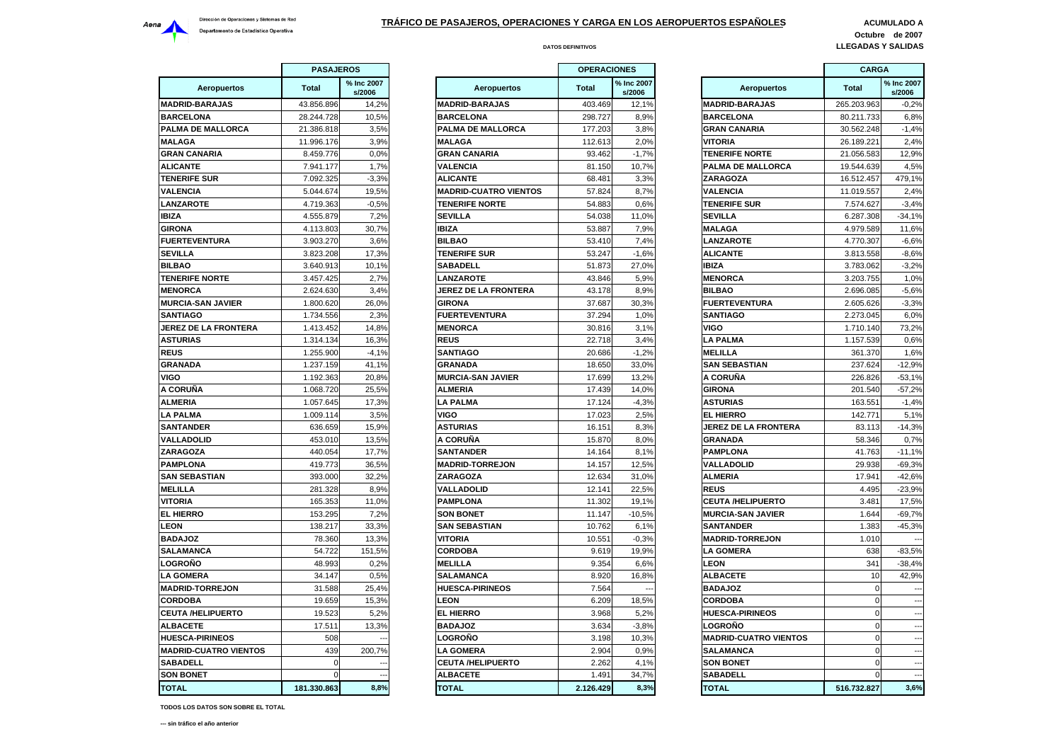# TRÁFICO DE PASAJEROS, OPERACIONES Y CARGA EN LOS AEROPUERTOS ESPAÑOLES

Aena — Dirección de Operaciones y Sistemas de Red — Departamento de Estadística Operativa

**ACUMULADO A Octubre de 2007**

**LLEGADAS Y SALIDAS**

**DATOS DEFINITIVOS**

| | PASAJEROS | |
|---|---|---|
| **Aeropuertos** | **Total** | **% Inc 2007 s/2006** |
| MADRID-BARAJAS | 43.856.896 | 14,2% |
| BARCELONA | 28.244.728 | 10,5% |
| PALMA DE MALLORCA | 21.386.818 | 3,5% |
| MALAGA | 11.996.176 | 3,9% |
| GRAN CANARIA | 8.459.776 | 0,0% |
| ALICANTE | 7.941.177 | 1,7% |
| TENERIFE SUR | 7.092.325 | -3,3% |
| VALENCIA | 5.044.674 | 19,5% |
| LANZAROTE | 4.719.363 | -0,5% |
| IBIZA | 4.555.879 | 7,2% |
| GIRONA | 4.113.803 | 30,7% |
| FUERTEVENTURA | 3.903.270 | 3,6% |
| SEVILLA | 3.823.208 | 17,3% |
| BILBAO | 3.640.913 | 10,1% |
| TENERIFE NORTE | 3.457.425 | 2,7% |
| MENORCA | 2.624.630 | 3,4% |
| MURCIA-SAN JAVIER | 1.800.620 | 26,0% |
| SANTIAGO | 1.734.556 | 2,3% |
| JEREZ DE LA FRONTERA | 1.413.452 | 14,8% |
| ASTURIAS | 1.314.134 | 16,3% |
| REUS | 1.255.900 | -4,1% |
| GRANADA | 1.237.159 | 41,1% |
| VIGO | 1.192.363 | 20,8% |
| A CORUÑA | 1.068.720 | 25,5% |
| ALMERIA | 1.057.645 | 17,3% |
| LA PALMA | 1.009.114 | 3,5% |
| SANTANDER | 636.659 | 15,9% |
| VALLADOLID | 453.010 | 13,5% |
| ZARAGOZA | 440.054 | 17,7% |
| PAMPLONA | 419.773 | 36,5% |
| SAN SEBASTIAN | 393.000 | 32,2% |
| MELILLA | 281.328 | 8,9% |
| VITORIA | 165.353 | 11,0% |
| EL HIERRO | 153.295 | 7,2% |
| LEON | 138.217 | 33,3% |
| BADAJOZ | 78.360 | 13,3% |
| SALAMANCA | 54.722 | 151,5% |
| LOGROÑO | 48.993 | 0,2% |
| LA GOMERA | 34.147 | 0,5% |
| MADRID-TORREJON | 31.588 | 25,4% |
| CORDOBA | 19.659 | 15,3% |
| CEUTA /HELIPUERTO | 19.523 | 5,2% |
| ALBACETE | 17.511 | 13,3% |
| HUESCA-PIRINEOS | 508 | --- |
| MADRID-CUATRO VIENTOS | 439 | 200,7% |
| SABADELL | 0 | --- |
| SON BONET | 0 | --- |
| **TOTAL** | **181.330.863** | **8,8%** |

| | OPERACIONES | |
|---|---|---|
| **Aeropuertos** | **Total** | **% Inc 2007 s/2006** |
| MADRID-BARAJAS | 403.469 | 12,1% |
| BARCELONA | 298.727 | 8,9% |
| PALMA DE MALLORCA | 177.203 | 3,8% |
| MALAGA | 112.613 | 2,0% |
| GRAN CANARIA | 93.462 | -1,7% |
| VALENCIA | 81.150 | 10,7% |
| ALICANTE | 68.481 | 3,3% |
| MADRID-CUATRO VIENTOS | 57.824 | 8,7% |
| TENERIFE NORTE | 54.883 | 0,6% |
| SEVILLA | 54.038 | 11,0% |
| IBIZA | 53.887 | 7,9% |
| BILBAO | 53.410 | 7,4% |
| TENERIFE SUR | 53.247 | -1,6% |
| SABADELL | 51.873 | 27,0% |
| LANZAROTE | 43.846 | 5,9% |
| JEREZ DE LA FRONTERA | 43.178 | 8,9% |
| GIRONA | 37.687 | 30,3% |
| FUERTEVENTURA | 37.294 | 1,0% |
| MENORCA | 30.816 | 3,1% |
| REUS | 22.718 | 3,4% |
| SANTIAGO | 20.686 | -1,2% |
| GRANADA | 18.650 | 33,0% |
| MURCIA-SAN JAVIER | 17.699 | 13,2% |
| ALMERIA | 17.439 | 14,0% |
| LA PALMA | 17.124 | -4,3% |
| VIGO | 17.023 | 2,5% |
| ASTURIAS | 16.151 | 8,3% |
| A CORUÑA | 15.870 | 8,0% |
| SANTANDER | 14.164 | 8,1% |
| MADRID-TORREJON | 14.157 | 12,5% |
| ZARAGOZA | 12.634 | 31,0% |
| VALLADOLID | 12.141 | 22,5% |
| PAMPLONA | 11.302 | 19,1% |
| SON BONET | 11.147 | -10,5% |
| SAN SEBASTIAN | 10.762 | 6,1% |
| VITORIA | 10.551 | -0,3% |
| CORDOBA | 9.619 | 19,9% |
| MELILLA | 9.354 | 6,6% |
| SALAMANCA | 8.920 | 16,8% |
| HUESCA-PIRINEOS | 7.564 | --- |
| LEON | 6.209 | 18,5% |
| EL HIERRO | 3.968 | 5,2% |
| BADAJOZ | 3.634 | -3,8% |
| LOGROÑO | 3.198 | 10,3% |
| LA GOMERA | 2.904 | 0,9% |
| CEUTA /HELIPUERTO | 2.262 | 4,1% |
| ALBACETE | 1.491 | 34,7% |
| **TOTAL** | **2.126.429** | **8,3%** |

| | CARGA | |
|---|---|---|
| **Aeropuertos** | **Total** | **% Inc 2007 s/2006** |
| MADRID-BARAJAS | 265.203.963 | -0,2% |
| BARCELONA | 80.211.733 | 6,8% |
| GRAN CANARIA | 30.562.248 | -1,4% |
| VITORIA | 26.189.221 | 2,4% |
| TENERIFE NORTE | 21.056.583 | 12,9% |
| PALMA DE MALLORCA | 19.544.639 | 4,5% |
| ZARAGOZA | 16.512.457 | 479,1% |
| VALENCIA | 11.019.557 | 2,4% |
| TENERIFE SUR | 7.574.627 | -3,4% |
| SEVILLA | 6.287.308 | -34,1% |
| MALAGA | 4.979.589 | 11,6% |
| LANZAROTE | 4.770.307 | -6,6% |
| ALICANTE | 3.813.558 | -8,6% |
| IBIZA | 3.783.062 | -3,2% |
| MENORCA | 3.203.755 | 1,0% |
| BILBAO | 2.696.085 | -5,6% |
| FUERTEVENTURA | 2.605.626 | -3,3% |
| SANTIAGO | 2.273.045 | 6,0% |
| VIGO | 1.710.140 | 73,2% |
| LA PALMA | 1.157.539 | 0,6% |
| MELILLA | 361.370 | 1,6% |
| SAN SEBASTIAN | 237.624 | -12,9% |
| A CORUÑA | 226.826 | -53,1% |
| GIRONA | 201.540 | -57,2% |
| ASTURIAS | 163.551 | -1,4% |
| EL HIERRO | 142.771 | 5,1% |
| JEREZ DE LA FRONTERA | 83.113 | -14,3% |
| GRANADA | 58.346 | 0,7% |
| PAMPLONA | 41.763 | -11,1% |
| VALLADOLID | 29.938 | -69,3% |
| ALMERIA | 17.941 | -42,6% |
| REUS | 4.495 | -23,9% |
| CEUTA /HELIPUERTO | 3.481 | 17,5% |
| MURCIA-SAN JAVIER | 1.644 | -69,7% |
| SANTANDER | 1.383 | -45,3% |
| MADRID-TORREJON | 1.010 | --- |
| LA GOMERA | 638 | -83,5% |
| LEON | 341 | -38,4% |
| ALBACETE | 10 | 42,9% |
| BADAJOZ | 0 | --- |
| CORDOBA | 0 | --- |
| HUESCA-PIRINEOS | 0 | --- |
| LOGROÑO | 0 | --- |
| MADRID-CUATRO VIENTOS | 0 | --- |
| SALAMANCA | 0 | --- |
| SON BONET | 0 | --- |
| SABADELL | 0 | --- |
| **TOTAL** | **516.732.827** | **3,6%** |

**TODOS LOS DATOS SON SOBRE EL TOTAL**

**--- sin tráfico el año anterior**